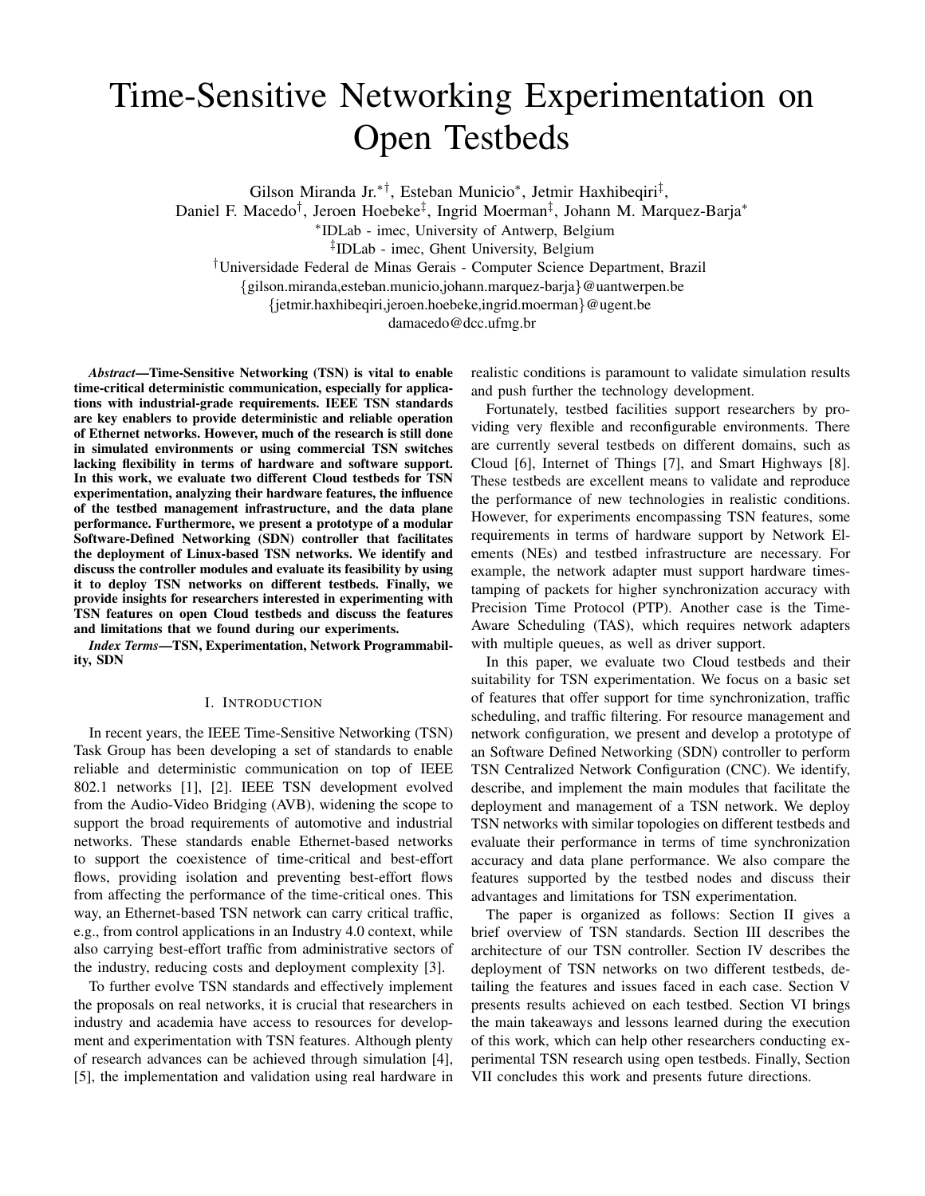# Time-Sensitive Networking Experimentation on Open Testbeds

Gilson Miranda Jr.[*†], Esteban Municio[*], Jetmir Haxhibeqiri[‡], Daniel F. Macedo[†], Jeroen Hoebeke[‡], Ingrid Moerman[‡], Johann M. Marquez-Barja[*]

[*]IDLab - imec, University of Antwerp, Belgium

[‡]IDLab - imec, Ghent University, Belgium

[†]Universidade Federal de Minas Gerais - Computer Science Department, Brazil

{gilson.miranda,esteban.municio,johann.marquez-barja}@uantwerpen.be

{jetmir.haxhibeqiri,jeroen.hoebeke,ingrid.moerman}@ugent.be

damacedo@dcc.ufmg.br

***Abstract*—Time-Sensitive Networking (TSN) is vital to enable time-critical deterministic communication, especially for applications with industrial-grade requirements. IEEE TSN standards are key enablers to provide deterministic and reliable operation of Ethernet networks. However, much of the research is still done in simulated environments or using commercial TSN switches lacking flexibility in terms of hardware and software support. In this work, we evaluate two different Cloud testbeds for TSN experimentation, analyzing their hardware features, the influence of the testbed management infrastructure, and the data plane performance. Furthermore, we present a prototype of a modular Software-Defined Networking (SDN) controller that facilitates the deployment of Linux-based TSN networks. We identify and discuss the controller modules and evaluate its feasibility by using it to deploy TSN networks on different testbeds. Finally, we provide insights for researchers interested in experimenting with TSN features on open Cloud testbeds and discuss the features and limitations that we found during our experiments.**

***Index Terms*—TSN, Experimentation, Network Programmability, SDN**

## I. Introduction

In recent years, the IEEE Time-Sensitive Networking (TSN) Task Group has been developing a set of standards to enable reliable and deterministic communication on top of IEEE 802.1 networks [1], [2]. IEEE TSN development evolved from the Audio-Video Bridging (AVB), widening the scope to support the broad requirements of automotive and industrial networks. These standards enable Ethernet-based networks to support the coexistence of time-critical and best-effort flows, providing isolation and preventing best-effort flows from affecting the performance of the time-critical ones. This way, an Ethernet-based TSN network can carry critical traffic, e.g., from control applications in an Industry 4.0 context, while also carrying best-effort traffic from administrative sectors of the industry, reducing costs and deployment complexity [3].

To further evolve TSN standards and effectively implement the proposals on real networks, it is crucial that researchers in industry and academia have access to resources for development and experimentation with TSN features. Although plenty of research advances can be achieved through simulation [4], [5], the implementation and validation using real hardware in realistic conditions is paramount to validate simulation results and push further the technology development.

Fortunately, testbed facilities support researchers by providing very flexible and reconfigurable environments. There are currently several testbeds on different domains, such as Cloud [6], Internet of Things [7], and Smart Highways [8]. These testbeds are excellent means to validate and reproduce the performance of new technologies in realistic conditions. However, for experiments encompassing TSN features, some requirements in terms of hardware support by Network Elements (NEs) and testbed infrastructure are necessary. For example, the network adapter must support hardware timestamping of packets for higher synchronization accuracy with Precision Time Protocol (PTP). Another case is the Time-Aware Scheduling (TAS), which requires network adapters with multiple queues, as well as driver support.

In this paper, we evaluate two Cloud testbeds and their suitability for TSN experimentation. We focus on a basic set of features that offer support for time synchronization, traffic scheduling, and traffic filtering. For resource management and network configuration, we present and develop a prototype of an Software Defined Networking (SDN) controller to perform TSN Centralized Network Configuration (CNC). We identify, describe, and implement the main modules that facilitate the deployment and management of a TSN network. We deploy TSN networks with similar topologies on different testbeds and evaluate their performance in terms of time synchronization accuracy and data plane performance. We also compare the features supported by the testbed nodes and discuss their advantages and limitations for TSN experimentation.

The paper is organized as follows: Section II gives a brief overview of TSN standards. Section III describes the architecture of our TSN controller. Section IV describes the deployment of TSN networks on two different testbeds, detailing the features and issues faced in each case. Section V presents results achieved on each testbed. Section VI brings the main takeaways and lessons learned during the execution of this work, which can help other researchers conducting experimental TSN research using open testbeds. Finally, Section VII concludes this work and presents future directions.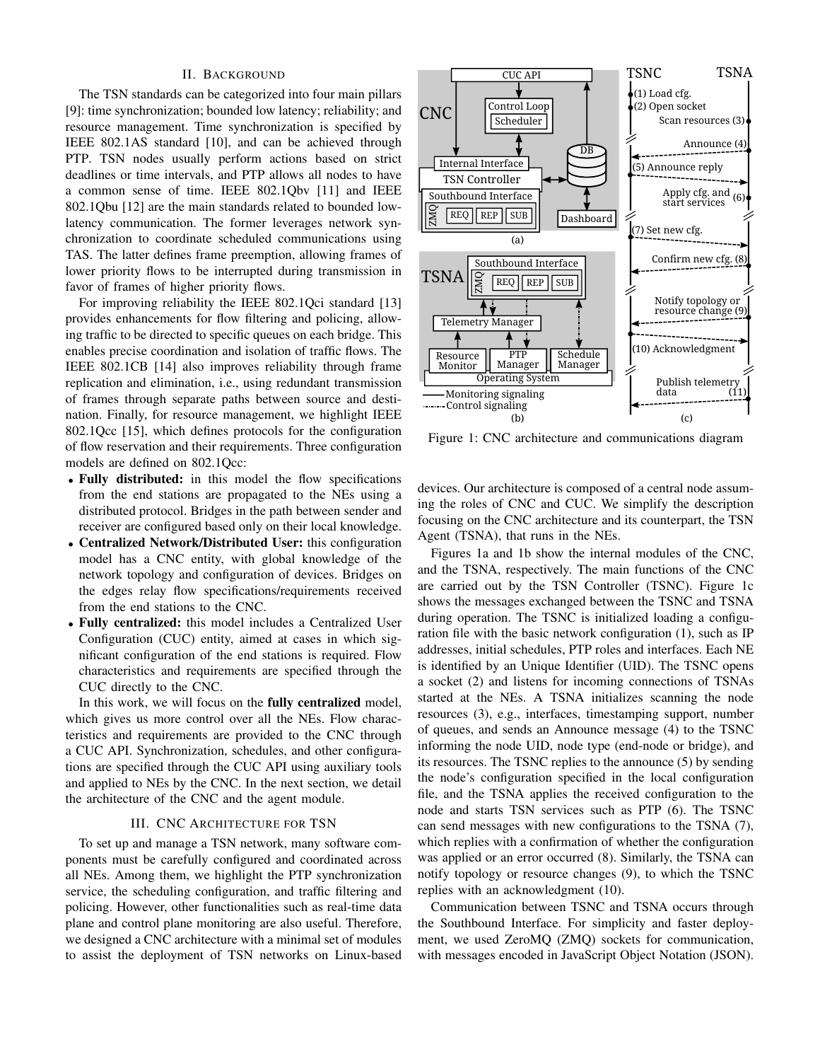## II. Background

The TSN standards can be categorized into four main pillars [9]: time synchronization; bounded low latency; reliability; and resource management. Time synchronization is specified by IEEE 802.1AS standard [10], and can be achieved through PTP. TSN nodes usually perform actions based on strict deadlines or time intervals, and PTP allows all nodes to have a common sense of time. IEEE 802.1Qbv [11] and IEEE 802.1Qbu [12] are the main standards related to bounded low-latency communication. The former leverages network synchronization to coordinate scheduled communications using TAS. The latter defines frame preemption, allowing frames of lower priority flows to be interrupted during transmission in favor of frames of higher priority flows.

For improving reliability the IEEE 802.1Qci standard [13] provides enhancements for flow filtering and policing, allowing traffic to be directed to specific queues on each bridge. This enables precise coordination and isolation of traffic flows. The IEEE 802.1CB [14] also improves reliability through frame replication and elimination, i.e., using redundant transmission of frames through separate paths between source and destination. Finally, for resource management, we highlight IEEE 802.1Qcc [15], which defines protocols for the configuration of flow reservation and their requirements. Three configuration models are defined on 802.1Qcc:

- **Fully distributed:** in this model the flow specifications from the end stations are propagated to the NEs using a distributed protocol. Bridges in the path between sender and receiver are configured based only on their local knowledge.
- **Centralized Network/Distributed User:** this configuration model has a CNC entity, with global knowledge of the network topology and configuration of devices. Bridges on the edges relay flow specifications/requirements received from the end stations to the CNC.
- **Fully centralized:** this model includes a Centralized User Configuration (CUC) entity, aimed at cases in which significant configuration of the end stations is required. Flow characteristics and requirements are specified through the CUC directly to the CNC.

In this work, we will focus on the **fully centralized** model, which gives us more control over all the NEs. Flow characteristics and requirements are provided to the CNC through a CUC API. Synchronization, schedules, and other configurations are specified through the CUC API using auxiliary tools and applied to NEs by the CNC. In the next section, we detail the architecture of the CNC and the agent module.

## III. CNC Architecture for TSN

To set up and manage a TSN network, many software components must be carefully configured and coordinated across all NEs. Among them, we highlight the PTP synchronization service, the scheduling configuration, and traffic filtering and policing. However, other functionalities such as real-time data plane and control plane monitoring are also useful. Therefore, we designed a CNC architecture with a minimal set of modules to assist the deployment of TSN networks on Linux-based devices. Our architecture is composed of a central node assuming the roles of CNC and CUC. We simplify the description focusing on the CNC architecture and its counterpart, the TSN Agent (TSNA), that runs in the NEs.

Figure 1: CNC architecture and communications diagram

Figures 1a and 1b show the internal modules of the CNC, and the TSNA, respectively. The main functions of the CNC are carried out by the TSN Controller (TSNC). Figure 1c shows the messages exchanged between the TSNC and TSNA during operation. The TSNC is initialized loading a configuration file with the basic network configuration (1), such as IP addresses, initial schedules, PTP roles and interfaces. Each NE is identified by an Unique Identifier (UID). The TSNC opens a socket (2) and listens for incoming connections of TSNAs started at the NEs. A TSNA initializes scanning the node resources (3), e.g., interfaces, timestamping support, number of queues, and sends an Announce message (4) to the TSNC informing the node UID, node type (end-node or bridge), and its resources. The TSNC replies to the announce (5) by sending the node's configuration specified in the local configuration file, and the TSNA applies the received configuration to the node and starts TSN services such as PTP (6). The TSNC can send messages with new configurations to the TSNA (7), which replies with a confirmation of whether the configuration was applied or an error occurred (8). Similarly, the TSNA can notify topology or resource changes (9), to which the TSNC replies with an acknowledgment (10).

Communication between TSNC and TSNA occurs through the Southbound Interface. For simplicity and faster deployment, we used ZeroMQ (ZMQ) sockets for communication, with messages encoded in JavaScript Object Notation (JSON).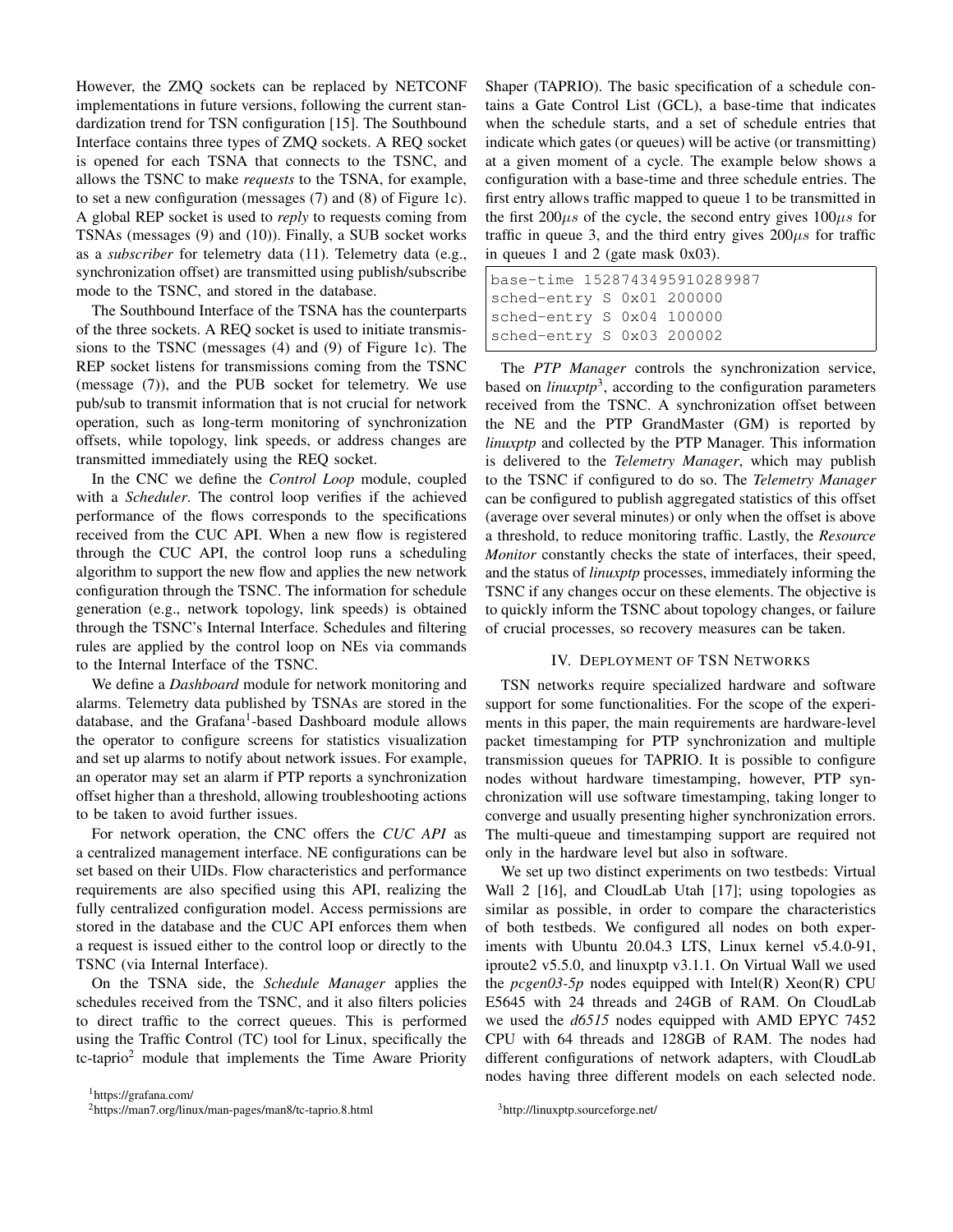However, the ZMQ sockets can be replaced by NETCONF implementations in future versions, following the current standardization trend for TSN configuration [15]. The Southbound Interface contains three types of ZMQ sockets. A REQ socket is opened for each TSNA that connects to the TSNC, and allows the TSNC to make *requests* to the TSNA, for example, to set a new configuration (messages (7) and (8) of Figure 1c). A global REP socket is used to *reply* to requests coming from TSNAs (messages (9) and (10)). Finally, a SUB socket works as a *subscriber* for telemetry data (11). Telemetry data (e.g., synchronization offset) are transmitted using publish/subscribe mode to the TSNC, and stored in the database.

The Southbound Interface of the TSNA has the counterparts of the three sockets. A REQ socket is used to initiate transmissions to the TSNC (messages (4) and (9) of Figure 1c). The REP socket listens for transmissions coming from the TSNC (message (7)), and the PUB socket for telemetry. We use pub/sub to transmit information that is not crucial for network operation, such as long-term monitoring of synchronization offsets, while topology, link speeds, or address changes are transmitted immediately using the REQ socket.

In the CNC we define the *Control Loop* module, coupled with a *Scheduler*. The control loop verifies if the achieved performance of the flows corresponds to the specifications received from the CUC API. When a new flow is registered through the CUC API, the control loop runs a scheduling algorithm to support the new flow and applies the new network configuration through the TSNC. The information for schedule generation (e.g., network topology, link speeds) is obtained through the TSNC's Internal Interface. Schedules and filtering rules are applied by the control loop on NEs via commands to the Internal Interface of the TSNC.

We define a *Dashboard* module for network monitoring and alarms. Telemetry data published by TSNAs are stored in the database, and the Grafana[1]-based Dashboard module allows the operator to configure screens for statistics visualization and set up alarms to notify about network issues. For example, an operator may set an alarm if PTP reports a synchronization offset higher than a threshold, allowing troubleshooting actions to be taken to avoid further issues.

For network operation, the CNC offers the *CUC API* as a centralized management interface. NE configurations can be set based on their UIDs. Flow characteristics and performance requirements are also specified using this API, realizing the fully centralized configuration model. Access permissions are stored in the database and the CUC API enforces them when a request is issued either to the control loop or directly to the TSNC (via Internal Interface).

On the TSNA side, the *Schedule Manager* applies the schedules received from the TSNC, and it also filters policies to direct traffic to the correct queues. This is performed using the Traffic Control (TC) tool for Linux, specifically the tc-taprio[2] module that implements the Time Aware Priority Shaper (TAPRIO). The basic specification of a schedule contains a Gate Control List (GCL), a base-time that indicates when the schedule starts, and a set of schedule entries that indicate which gates (or queues) will be active (or transmitting) at a given moment of a cycle. The example below shows a configuration with a base-time and three schedule entries. The first entry allows traffic mapped to queue 1 to be transmitted in the first $200\mu s$ of the cycle, the second entry gives $100\mu s$ for traffic in queue 3, and the third entry gives $200\mu s$ for traffic in queues 1 and 2 (gate mask 0x03).

```
base-time 1528743495910289987
sched-entry S 0x01 200000
sched-entry S 0x04 100000
sched-entry S 0x03 200002
```

The *PTP Manager* controls the synchronization service, based on *linuxptp*[3], according to the configuration parameters received from the TSNC. A synchronization offset between the NE and the PTP GrandMaster (GM) is reported by *linuxptp* and collected by the PTP Manager. This information is delivered to the *Telemetry Manager*, which may publish to the TSNC if configured to do so. The *Telemetry Manager* can be configured to publish aggregated statistics of this offset (average over several minutes) or only when the offset is above a threshold, to reduce monitoring traffic. Lastly, the *Resource Monitor* constantly checks the state of interfaces, their speed, and the status of *linuxptp* processes, immediately informing the TSNC if any changes occur on these elements. The objective is to quickly inform the TSNC about topology changes, or failure of crucial processes, so recovery measures can be taken.

## IV. Deployment of TSN Networks

TSN networks require specialized hardware and software support for some functionalities. For the scope of the experiments in this paper, the main requirements are hardware-level packet timestamping for PTP synchronization and multiple transmission queues for TAPRIO. It is possible to configure nodes without hardware timestamping, however, PTP synchronization will use software timestamping, taking longer to converge and usually presenting higher synchronization errors. The multi-queue and timestamping support are required not only in the hardware level but also in software.

We set up two distinct experiments on two testbeds: Virtual Wall 2 [16], and CloudLab Utah [17]; using topologies as similar as possible, in order to compare the characteristics of both testbeds. We configured all nodes on both experiments with Ubuntu 20.04.3 LTS, Linux kernel v5.4.0-91, iproute2 v5.5.0, and linuxptp v3.1.1. On Virtual Wall we used the *pcgen03-5p* nodes equipped with Intel(R) Xeon(R) CPU E5645 with 24 threads and 24GB of RAM. On CloudLab we used the *d6515* nodes equipped with AMD EPYC 7452 CPU with 64 threads and 128GB of RAM. The nodes had different configurations of network adapters, with CloudLab nodes having three different models on each selected node.

[1] https://grafana.com/

[2] https://man7.org/linux/man-pages/man8/tc-taprio.8.html

[3] http://linuxptp.sourceforge.net/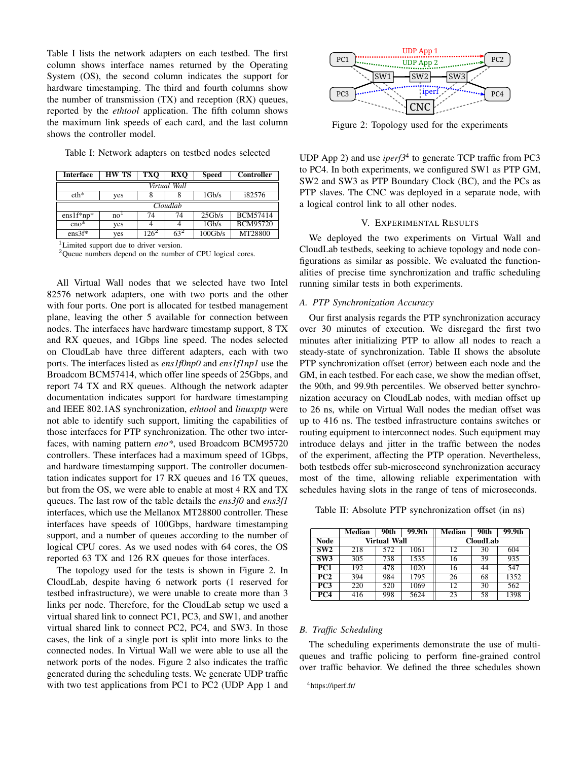Table I lists the network adapters on each testbed. The first column shows interface names returned by the Operating System (OS), the second column indicates the support for hardware timestamping. The third and fourth columns show the number of transmission (TX) and reception (RX) queues, reported by the *ethtool* application. The fifth column shows the maximum link speeds of each card, and the last column shows the controller model.

Table I: Network adapters on testbed nodes selected

| Interface | HW TS | TXQ | RXQ | Speed | Controller |
|---|---|---|---|---|---|
| *Virtual Wall* | | | | | |
| eth* | yes | 8 | 8 | 1Gb/s | i82576 |
| *Cloudlab* | | | | | |
| ens1f*np* | no[1] | 74 | 74 | 25Gb/s | BCM57414 |
| eno* | yes | 4 | 4 | 1Gb/s | BCM95720 |
| ens3f* | yes | 126[2] | 63[2] | 100Gb/s | MT28800 |

[1]Limited support due to driver version.
[2]Queue numbers depend on the number of CPU logical cores.

All Virtual Wall nodes that we selected have two Intel 82576 network adapters, one with two ports and the other with four ports. One port is allocated for testbed management plane, leaving the other 5 available for connection between nodes. The interfaces have hardware timestamp support, 8 TX and RX queues, and 1Gbps line speed. The nodes selected on CloudLab have three different adapters, each with two ports. The interfaces listed as *ens1f0np0* and *ens1f1np1* use the Broadcom BCM57414, which offer line speeds of 25Gbps, and report 74 TX and RX queues. Although the network adapter documentation indicates support for hardware timestamping and IEEE 802.1AS synchronization, *ethtool* and *linuxptp* were not able to identify such support, limiting the capabilities of those interfaces for PTP synchronization. The other two interfaces, with naming pattern *eno\**, used Broadcom BCM95720 controllers. These interfaces had a maximum speed of 1Gbps, and hardware timestamping support. The controller documentation indicates support for 17 RX queues and 16 TX queues, but from the OS, we were able to enable at most 4 RX and TX queues. The last row of the table details the *ens3f0* and *ens3f1* interfaces, which use the Mellanox MT28800 controller. These interfaces have speeds of 100Gbps, hardware timestamping support, and a number of queues according to the number of logical CPU cores. As we used nodes with 64 cores, the OS reported 63 TX and 126 RX queues for those interfaces.

The topology used for the tests is shown in Figure 2. In CloudLab, despite having 6 network ports (1 reserved for testbed infrastructure), we were unable to create more than 3 links per node. Therefore, for the CloudLab setup we used a virtual shared link to connect PC1, PC3, and SW1, and another virtual shared link to connect PC2, PC4, and SW3. In those cases, the link of a single port is split into more links to the connected nodes. In Virtual Wall we were able to use all the network ports of the nodes. Figure 2 also indicates the traffic generated during the scheduling tests. We generate UDP traffic with two test applications from PC1 to PC2 (UDP App 1 and UDP App 2) and use *iperf3*[4] to generate TCP traffic from PC3 to PC4. In both experiments, we configured SW1 as PTP GM, SW2 and SW3 as PTP Boundary Clock (BC), and the PCs as PTP slaves. The CNC was deployed in a separate node, with a logical control link to all other nodes.

Figure 2: Topology used for the experiments

## V. Experimental Results

We deployed the two experiments on Virtual Wall and CloudLab testbeds, seeking to achieve topology and node configurations as similar as possible. We evaluated the functionalities of precise time synchronization and traffic scheduling running similar tests in both experiments.

### A. PTP Synchronization Accuracy

Our first analysis regards the PTP synchronization accuracy over 30 minutes of execution. We disregard the first two minutes after initializing PTP to allow all nodes to reach a steady-state of synchronization. Table II shows the absolute PTP synchronization offset (error) between each node and the GM, in each testbed. For each case, we show the median offset, the 90th, and 99.9th percentiles. We observed better synchronization accuracy on CloudLab nodes, with median offset up to 26 ns, while on Virtual Wall nodes the median offset was up to 416 ns. The testbed infrastructure contains switches or routing equipment to interconnect nodes. Such equipment may introduce delays and jitter in the traffic between the nodes of the experiment, affecting the PTP operation. Nevertheless, both testbeds offer sub-microsecond synchronization accuracy most of the time, allowing reliable experimentation with schedules having slots in the range of tens of microseconds.

Table II: Absolute PTP synchronization offset (in ns)

| | Median | 90th | 99.9th | Median | 90th | 99.9th |
|---|---|---|---|---|---|---|
| **Node** | **Virtual Wall** | | | **CloudLab** | | |
| **SW2** | 218 | 572 | 1061 | 12 | 30 | 604 |
| **SW3** | 305 | 738 | 1535 | 16 | 39 | 935 |
| **PC1** | 192 | 478 | 1020 | 16 | 44 | 547 |
| **PC2** | 394 | 984 | 1795 | 26 | 68 | 1352 |
| **PC3** | 220 | 520 | 1069 | 12 | 30 | 562 |
| **PC4** | 416 | 998 | 5624 | 23 | 58 | 1398 |

### B. Traffic Scheduling

The scheduling experiments demonstrate the use of multi-queues and traffic policing to perform fine-grained control over traffic behavior. We defined the three schedules shown

[4]https://iperf.fr/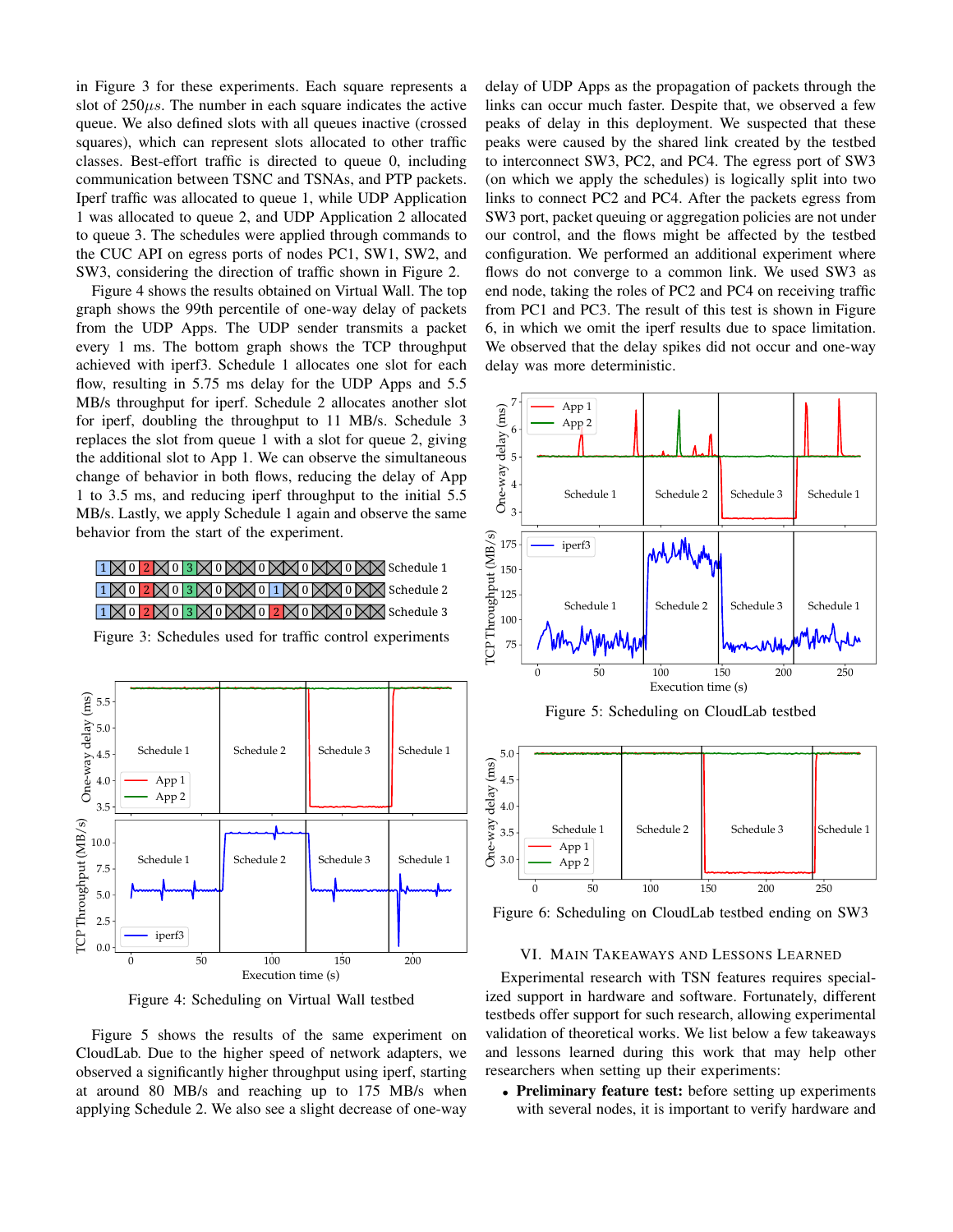in Figure 3 for these experiments. Each square represents a slot of 250$\mu s$. The number in each square indicates the active queue. We also defined slots with all queues inactive (crossed squares), which can represent slots allocated to other traffic classes. Best-effort traffic is directed to queue 0, including communication between TSNC and TSNAs, and PTP packets. Iperf traffic was allocated to queue 1, while UDP Application 1 was allocated to queue 2, and UDP Application 2 allocated to queue 3. The schedules were applied through commands to the CUC API on egress ports of nodes PC1, SW1, SW2, and SW3, considering the direction of traffic shown in Figure 2.

Figure 4 shows the results obtained on Virtual Wall. The top graph shows the 99th percentile of one-way delay of packets from the UDP Apps. The UDP sender transmits a packet every 1 ms. The bottom graph shows the TCP throughput achieved with iperf3. Schedule 1 allocates one slot for each flow, resulting in 5.75 ms delay for the UDP Apps and 5.5 MB/s throughput for iperf. Schedule 2 allocates another slot for iperf, doubling the throughput to 11 MB/s. Schedule 3 replaces the slot from queue 1 with a slot for queue 2, giving the additional slot to App 1. We can observe the simultaneous change of behavior in both flows, reducing the delay of App 1 to 3.5 ms, and reducing iperf throughput to the initial 5.5 MB/s. Lastly, we apply Schedule 1 again and observe the same behavior from the start of the experiment.

Figure 3: Schedules used for traffic control experiments

Figure 4: Scheduling on Virtual Wall testbed

Figure 5 shows the results of the same experiment on CloudLab. Due to the higher speed of network adapters, we observed a significantly higher throughput using iperf, starting at around 80 MB/s and reaching up to 175 MB/s when applying Schedule 2. We also see a slight decrease of one-way delay of UDP Apps as the propagation of packets through the links can occur much faster. Despite that, we observed a few peaks of delay in this deployment. We suspected that these peaks were caused by the shared link created by the testbed to interconnect SW3, PC2, and PC4. The egress port of SW3 (on which we apply the schedules) is logically split into two links to connect PC2 and PC4. After the packets egress from SW3 port, packet queuing or aggregation policies are not under our control, and the flows might be affected by the testbed configuration. We performed an additional experiment where flows do not converge to a common link. We used SW3 as end node, taking the roles of PC2 and PC4 on receiving traffic from PC1 and PC3. The result of this test is shown in Figure 6, in which we omit the iperf results due to space limitation. We observed that the delay spikes did not occur and one-way delay was more deterministic.

Figure 5: Scheduling on CloudLab testbed

Figure 6: Scheduling on CloudLab testbed ending on SW3

## VI. Main Takeaways and Lessons Learned

Experimental research with TSN features requires specialized support in hardware and software. Fortunately, different testbeds offer support for such research, allowing experimental validation of theoretical works. We list below a few takeaways and lessons learned during this work that may help other researchers when setting up their experiments:

- **Preliminary feature test:** before setting up experiments with several nodes, it is important to verify hardware and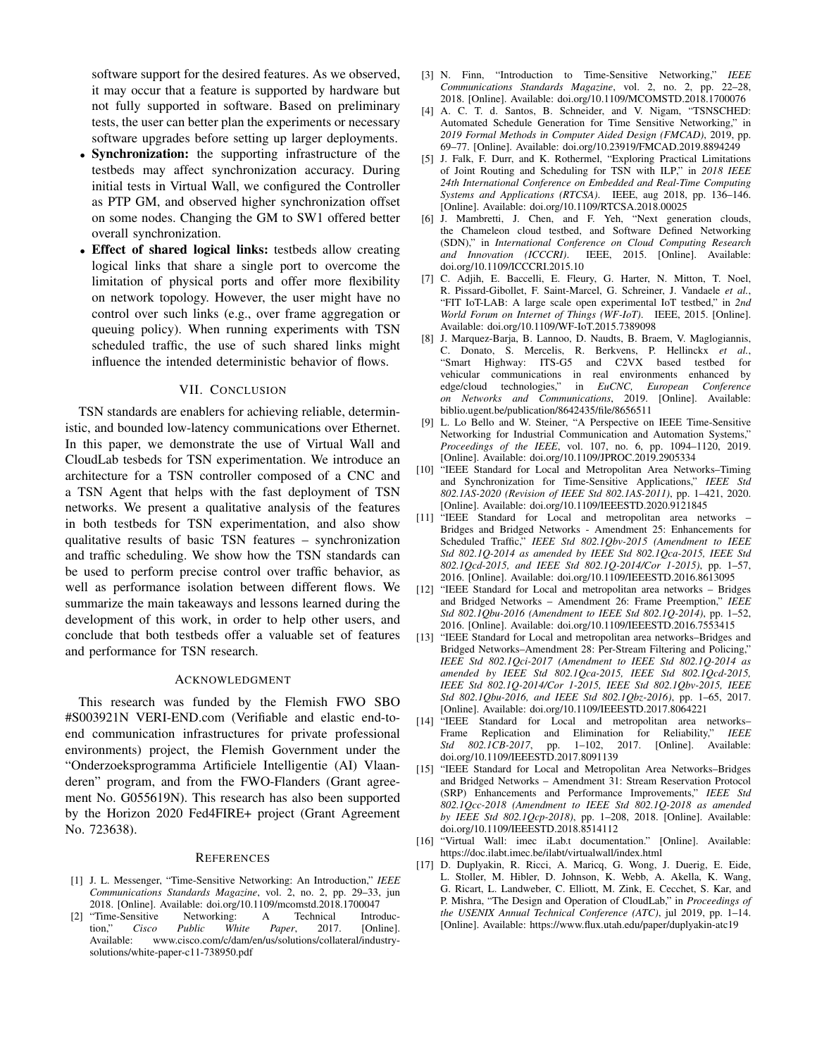software support for the desired features. As we observed, it may occur that a feature is supported by hardware but not fully supported in software. Based on preliminary tests, the user can better plan the experiments or necessary software upgrades before setting up larger deployments.

- **Synchronization:** the supporting infrastructure of the testbeds may affect synchronization accuracy. During initial tests in Virtual Wall, we configured the Controller as PTP GM, and observed higher synchronization offset on some nodes. Changing the GM to SW1 offered better overall synchronization.
- **Effect of shared logical links:** testbeds allow creating logical links that share a single port to overcome the limitation of physical ports and offer more flexibility on network topology. However, the user might have no control over such links (e.g., over frame aggregation or queuing policy). When running experiments with TSN scheduled traffic, the use of such shared links might influence the intended deterministic behavior of flows.

## VII. Conclusion

TSN standards are enablers for achieving reliable, deterministic, and bounded low-latency communications over Ethernet. In this paper, we demonstrate the use of Virtual Wall and CloudLab tesbeds for TSN experimentation. We introduce an architecture for a TSN controller composed of a CNC and a TSN Agent that helps with the fast deployment of TSN networks. We present a qualitative analysis of the features in both testbeds for TSN experimentation, and also show qualitative results of basic TSN features – synchronization and traffic scheduling. We show how the TSN standards can be used to perform precise control over traffic behavior, as well as performance isolation between different flows. We summarize the main takeaways and lessons learned during the development of this work, in order to help other users, and conclude that both testbeds offer a valuable set of features and performance for TSN research.

## Acknowledgment

This research was funded by the Flemish FWO SBO #S003921N VERI-END.com (Verifiable and elastic end-to-end communication infrastructures for private professional environments) project, the Flemish Government under the "Onderzoeksprogramma Artificiele Intelligentie (AI) Vlaanderen" program, and from the FWO-Flanders (Grant agreement No. G055619N). This research has also been supported by the Horizon 2020 Fed4FIRE+ project (Grant Agreement No. 723638).

## References

[1] J. L. Messenger, "Time-Sensitive Networking: An Introduction," *IEEE Communications Standards Magazine*, vol. 2, no. 2, pp. 29–33, jun 2018. [Online]. Available: doi.org/10.1109/mcomstd.2018.1700047

[2] "Time-Sensitive Networking: A Technical Introduction," *Cisco Public White Paper*, 2017. [Online]. Available: www.cisco.com/c/dam/en/us/solutions/collateral/industry-solutions/white-paper-c11-738950.pdf

[3] N. Finn, "Introduction to Time-Sensitive Networking," *IEEE Communications Standards Magazine*, vol. 2, no. 2, pp. 22–28, 2018. [Online]. Available: doi.org/10.1109/MCOMSTD.2018.1700076

[4] A. C. T. d. Santos, B. Schneider, and V. Nigam, "TSNSCHED: Automated Schedule Generation for Time Sensitive Networking," in *2019 Formal Methods in Computer Aided Design (FMCAD)*, 2019, pp. 69–77. [Online]. Available: doi.org/10.23919/FMCAD.2019.8894249

[5] J. Falk, F. Durr, and K. Rothermel, "Exploring Practical Limitations of Joint Routing and Scheduling for TSN with ILP," in *2018 IEEE 24th International Conference on Embedded and Real-Time Computing Systems and Applications (RTCSA)*. IEEE, aug 2018, pp. 136–146. [Online]. Available: doi.org/10.1109/RTCSA.2018.00025

[6] J. Mambretti, J. Chen, and F. Yeh, "Next generation clouds, the Chameleon cloud testbed, and Software Defined Networking (SDN)," in *International Conference on Cloud Computing Research and Innovation (ICCCRI)*. IEEE, 2015. [Online]. Available: doi.org/10.1109/ICCCRI.2015.10

[7] C. Adjih, E. Baccelli, E. Fleury, G. Harter, N. Mitton, T. Noel, R. Pissard-Gibollet, F. Saint-Marcel, G. Schreiner, J. Vandaele *et al.*, "FIT IoT-LAB: A large scale open experimental IoT testbed," in *2nd World Forum on Internet of Things (WF-IoT)*. IEEE, 2015. [Online]. Available: doi.org/10.1109/WF-IoT.2015.7389098

[8] J. Marquez-Barja, B. Lannoo, D. Naudts, B. Braem, V. Maglogiannis, C. Donato, S. Mercelis, R. Berkvens, P. Hellinckx *et al.*, "Smart Highway: ITS-G5 and C2VX based testbed for vehicular communications in real environments enhanced by edge/cloud technologies," in *EuCNC, European Conference on Networks and Communications*, 2019. [Online]. Available: biblio.ugent.be/publication/8642435/file/8656511

[9] L. Lo Bello and W. Steiner, "A Perspective on IEEE Time-Sensitive Networking for Industrial Communication and Automation Systems," *Proceedings of the IEEE*, vol. 107, no. 6, pp. 1094–1120, 2019. [Online]. Available: doi.org/10.1109/JPROC.2019.2905334

[10] "IEEE Standard for Local and Metropolitan Area Networks–Timing and Synchronization for Time-Sensitive Applications," *IEEE Std 802.1AS-2020 (Revision of IEEE Std 802.1AS-2011)*, pp. 1–421, 2020. [Online]. Available: doi.org/10.1109/IEEESTD.2020.9121845

[11] "IEEE Standard for Local and metropolitan area networks – Bridges and Bridged Networks - Amendment 25: Enhancements for Scheduled Traffic," *IEEE Std 802.1Qbv-2015 (Amendment to IEEE Std 802.1Q-2014 as amended by IEEE Std 802.1Qca-2015, IEEE Std 802.1Qcd-2015, and IEEE Std 802.1Q-2014/Cor 1-2015)*, pp. 1–57, 2016. [Online]. Available: doi.org/10.1109/IEEESTD.2016.8613095

[12] "IEEE Standard for Local and metropolitan area networks – Bridges and Bridged Networks – Amendment 26: Frame Preemption," *IEEE Std 802.1Qbu-2016 (Amendment to IEEE Std 802.1Q-2014)*, pp. 1–52, 2016. [Online]. Available: doi.org/10.1109/IEEESTD.2016.7553415

[13] "IEEE Standard for Local and metropolitan area networks–Bridges and Bridged Networks–Amendment 28: Per-Stream Filtering and Policing," *IEEE Std 802.1Qci-2017 (Amendment to IEEE Std 802.1Q-2014 as amended by IEEE Std 802.1Qca-2015, IEEE Std 802.1Qcd-2015, IEEE Std 802.1Q-2014/Cor 1-2015, IEEE Std 802.1Qbv-2015, IEEE Std 802.1Qbu-2016, and IEEE Std 802.1Qbz-2016)*, pp. 1–65, 2017. [Online]. Available: doi.org/10.1109/IEEESTD.2017.8064221

[14] "IEEE Standard for Local and metropolitan area networks– Frame Replication and Elimination for Reliability," *IEEE Std 802.1CB-2017*, pp. 1–102, 2017. [Online]. Available: doi.org/10.1109/IEEESTD.2017.8091139

[15] "IEEE Standard for Local and Metropolitan Area Networks–Bridges and Bridged Networks – Amendment 31: Stream Reservation Protocol (SRP) Enhancements and Performance Improvements," *IEEE Std 802.1Qcc-2018 (Amendment to IEEE Std 802.1Q-2018 as amended by IEEE Std 802.1Qcp-2018)*, pp. 1–208, 2018. [Online]. Available: doi.org/10.1109/IEEESTD.2018.8514112

[16] "Virtual Wall: imec iLab.t documentation." [Online]. Available: https://doc.ilabt.imec.be/ilabt/virtualwall/index.html

[17] D. Duplyakin, R. Ricci, A. Maricq, G. Wong, J. Duerig, E. Eide, L. Stoller, M. Hibler, D. Johnson, K. Webb, A. Akella, K. Wang, G. Ricart, L. Landweber, C. Elliott, M. Zink, E. Cecchet, S. Kar, and P. Mishra, "The Design and Operation of CloudLab," in *Proceedings of the USENIX Annual Technical Conference (ATC)*, jul 2019, pp. 1–14. [Online]. Available: https://www.flux.utah.edu/paper/duplyakin-atc19